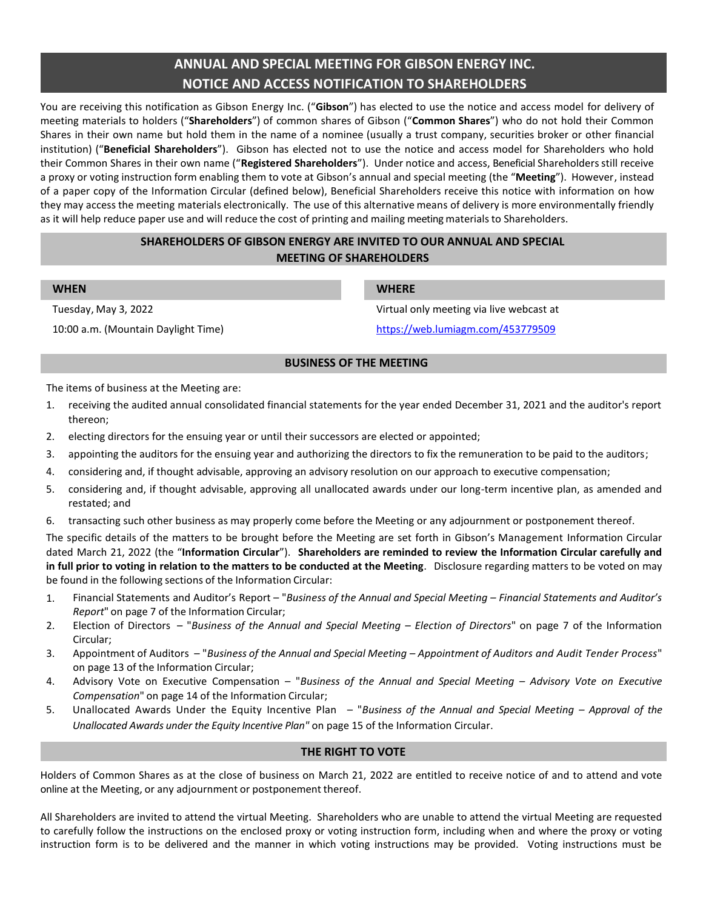# ANNUAL AND SPECIAL MEETING FOR GIBSON ENERGY INC.
# NOTICE AND ACCESS NOTIFICATION TO SHAREHOLDERS

You are receiving this notification as Gibson Energy Inc. ("**Gibson**") has elected to use the notice and access model for delivery of meeting materials to holders ("**Shareholders**") of common shares of Gibson ("**Common Shares**") who do not hold their Common Shares in their own name but hold them in the name of a nominee (usually a trust company, securities broker or other financial institution) ("**Beneficial Shareholders**"). Gibson has elected not to use the notice and access model for Shareholders who hold their Common Shares in their own name ("**Registered Shareholders**"). Under notice and access, Beneficial Shareholders still receive a proxy or voting instruction form enabling them to vote at Gibson's annual and special meeting (the "**Meeting**"). However, instead of a paper copy of the Information Circular (defined below), Beneficial Shareholders receive this notice with information on how they may access the meeting materials electronically. The use of this alternative means of delivery is more environmentally friendly as it will help reduce paper use and will reduce the cost of printing and mailing meeting materials to Shareholders.

## SHAREHOLDERS OF GIBSON ENERGY ARE INVITED TO OUR ANNUAL AND SPECIAL MEETING OF SHAREHOLDERS

| WHEN | WHERE |
|---|---|
| Tuesday, May 3, 2022 | Virtual only meeting via live webcast at |
| 10:00 a.m. (Mountain Daylight Time) | https://web.lumiagm.com/453779509 |

## BUSINESS OF THE MEETING

The items of business at the Meeting are:

1. receiving the audited annual consolidated financial statements for the year ended December 31, 2021 and the auditor's report thereon;
2. electing directors for the ensuing year or until their successors are elected or appointed;
3. appointing the auditors for the ensuing year and authorizing the directors to fix the remuneration to be paid to the auditors;
4. considering and, if thought advisable, approving an advisory resolution on our approach to executive compensation;
5. considering and, if thought advisable, approving all unallocated awards under our long-term incentive plan, as amended and restated; and
6. transacting such other business as may properly come before the Meeting or any adjournment or postponement thereof.

The specific details of the matters to be brought before the Meeting are set forth in Gibson's Management Information Circular dated March 21, 2022 (the "**Information Circular**"). **Shareholders are reminded to review the Information Circular carefully and in full prior to voting in relation to the matters to be conducted at the Meeting**. Disclosure regarding matters to be voted on may be found in the following sections of the Information Circular:

1. Financial Statements and Auditor's Report – "*Business of the Annual and Special Meeting – Financial Statements and Auditor's Report*" on page 7 of the Information Circular;
2. Election of Directors – "*Business of the Annual and Special Meeting – Election of Directors*" on page 7 of the Information Circular;
3. Appointment of Auditors – "*Business of the Annual and Special Meeting – Appointment of Auditors and Audit Tender Process*" on page 13 of the Information Circular;
4. Advisory Vote on Executive Compensation – "*Business of the Annual and Special Meeting – Advisory Vote on Executive Compensation*" on page 14 of the Information Circular;
5. Unallocated Awards Under the Equity Incentive Plan – "*Business of the Annual and Special Meeting – Approval of the Unallocated Awards under the Equity Incentive Plan*" on page 15 of the Information Circular.

## THE RIGHT TO VOTE

Holders of Common Shares as at the close of business on March 21, 2022 are entitled to receive notice of and to attend and vote online at the Meeting, or any adjournment or postponement thereof.

All Shareholders are invited to attend the virtual Meeting. Shareholders who are unable to attend the virtual Meeting are requested to carefully follow the instructions on the enclosed proxy or voting instruction form, including when and where the proxy or voting instruction form is to be delivered and the manner in which voting instructions may be provided. Voting instructions must be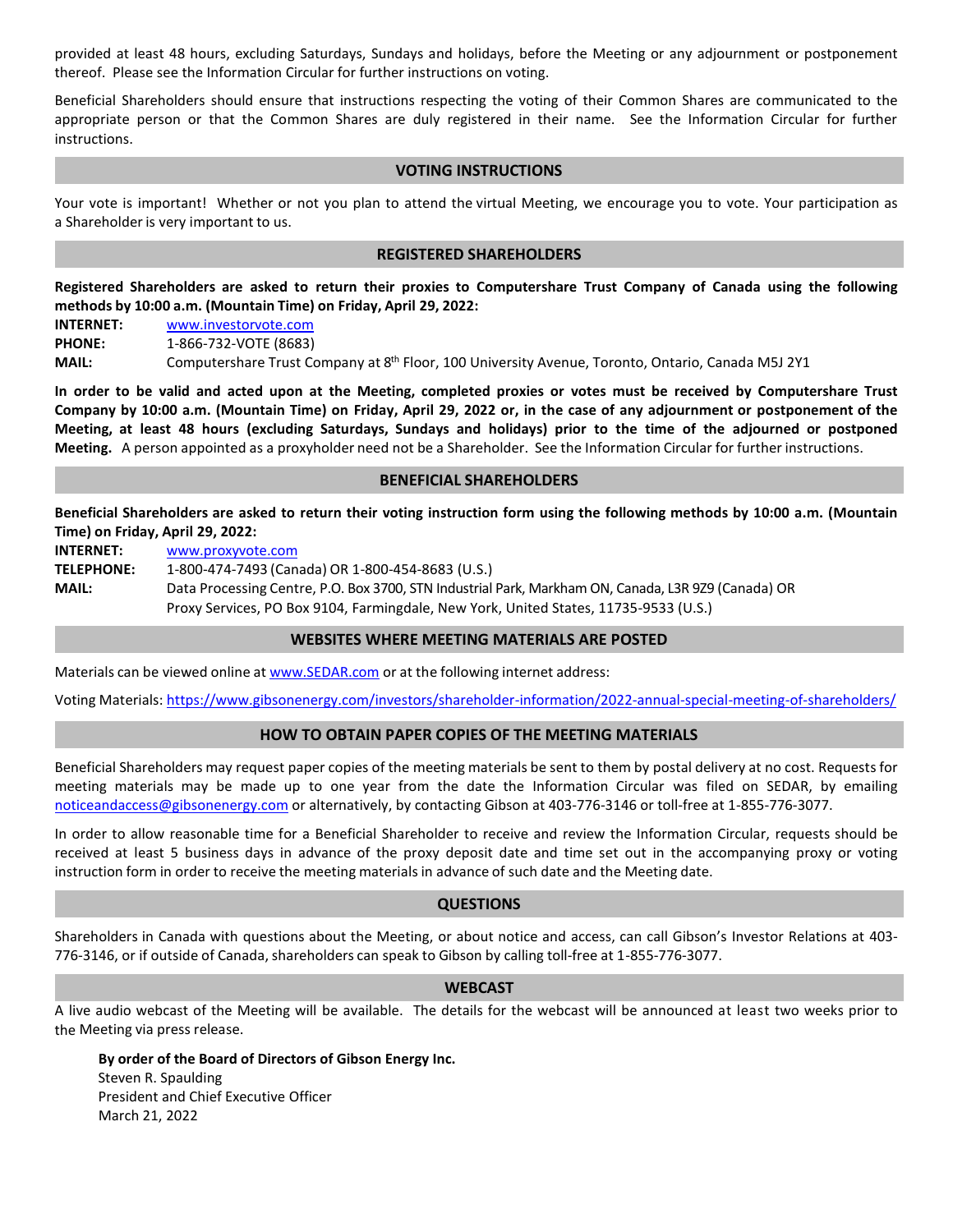provided at least 48 hours, excluding Saturdays, Sundays and holidays, before the Meeting or any adjournment or postponement thereof. Please see the Information Circular for further instructions on voting.

Beneficial Shareholders should ensure that instructions respecting the voting of their Common Shares are communicated to the appropriate person or that the Common Shares are duly registered in their name. See the Information Circular for further instructions.

## VOTING INSTRUCTIONS

Your vote is important! Whether or not you plan to attend the virtual Meeting, we encourage you to vote. Your participation as a Shareholder is very important to us.

## REGISTERED SHAREHOLDERS

**Registered Shareholders are asked to return their proxies to Computershare Trust Company of Canada using the following methods by 10:00 a.m. (Mountain Time) on Friday, April 29, 2022:**

**INTERNET:** www.investorvote.com
**PHONE:** 1-866-732-VOTE (8683)
**MAIL:** Computershare Trust Company at 8th Floor, 100 University Avenue, Toronto, Ontario, Canada M5J 2Y1

**In order to be valid and acted upon at the Meeting, completed proxies or votes must be received by Computershare Trust Company by 10:00 a.m. (Mountain Time) on Friday, April 29, 2022 or, in the case of any adjournment or postponement of the Meeting, at least 48 hours (excluding Saturdays, Sundays and holidays) prior to the time of the adjourned or postponed Meeting.** A person appointed as a proxyholder need not be a Shareholder. See the Information Circular for further instructions.

## BENEFICIAL SHAREHOLDERS

**Beneficial Shareholders are asked to return their voting instruction form using the following methods by 10:00 a.m. (Mountain Time) on Friday, April 29, 2022:**

**INTERNET:** www.proxyvote.com
**TELEPHONE:** 1-800-474-7493 (Canada) OR 1-800-454-8683 (U.S.)
**MAIL:** Data Processing Centre, P.O. Box 3700, STN Industrial Park, Markham ON, Canada, L3R 9Z9 (Canada) OR Proxy Services, PO Box 9104, Farmingdale, New York, United States, 11735-9533 (U.S.)

## WEBSITES WHERE MEETING MATERIALS ARE POSTED

Materials can be viewed online at www.SEDAR.com or at the following internet address:

Voting Materials: https://www.gibsonenergy.com/investors/shareholder-information/2022-annual-special-meeting-of-shareholders/

## HOW TO OBTAIN PAPER COPIES OF THE MEETING MATERIALS

Beneficial Shareholders may request paper copies of the meeting materials be sent to them by postal delivery at no cost. Requests for meeting materials may be made up to one year from the date the Information Circular was filed on SEDAR, by emailing noticeandaccess@gibsonenergy.com or alternatively, by contacting Gibson at 403-776-3146 or toll-free at 1-855-776-3077.

In order to allow reasonable time for a Beneficial Shareholder to receive and review the Information Circular, requests should be received at least 5 business days in advance of the proxy deposit date and time set out in the accompanying proxy or voting instruction form in order to receive the meeting materials in advance of such date and the Meeting date.

## QUESTIONS

Shareholders in Canada with questions about the Meeting, or about notice and access, can call Gibson's Investor Relations at 403-776-3146, or if outside of Canada, shareholders can speak to Gibson by calling toll-free at 1-855-776-3077.

## WEBCAST

A live audio webcast of the Meeting will be available. The details for the webcast will be announced at least two weeks prior to the Meeting via press release.

**By order of the Board of Directors of Gibson Energy Inc.**
Steven R. Spaulding
President and Chief Executive Officer
March 21, 2022